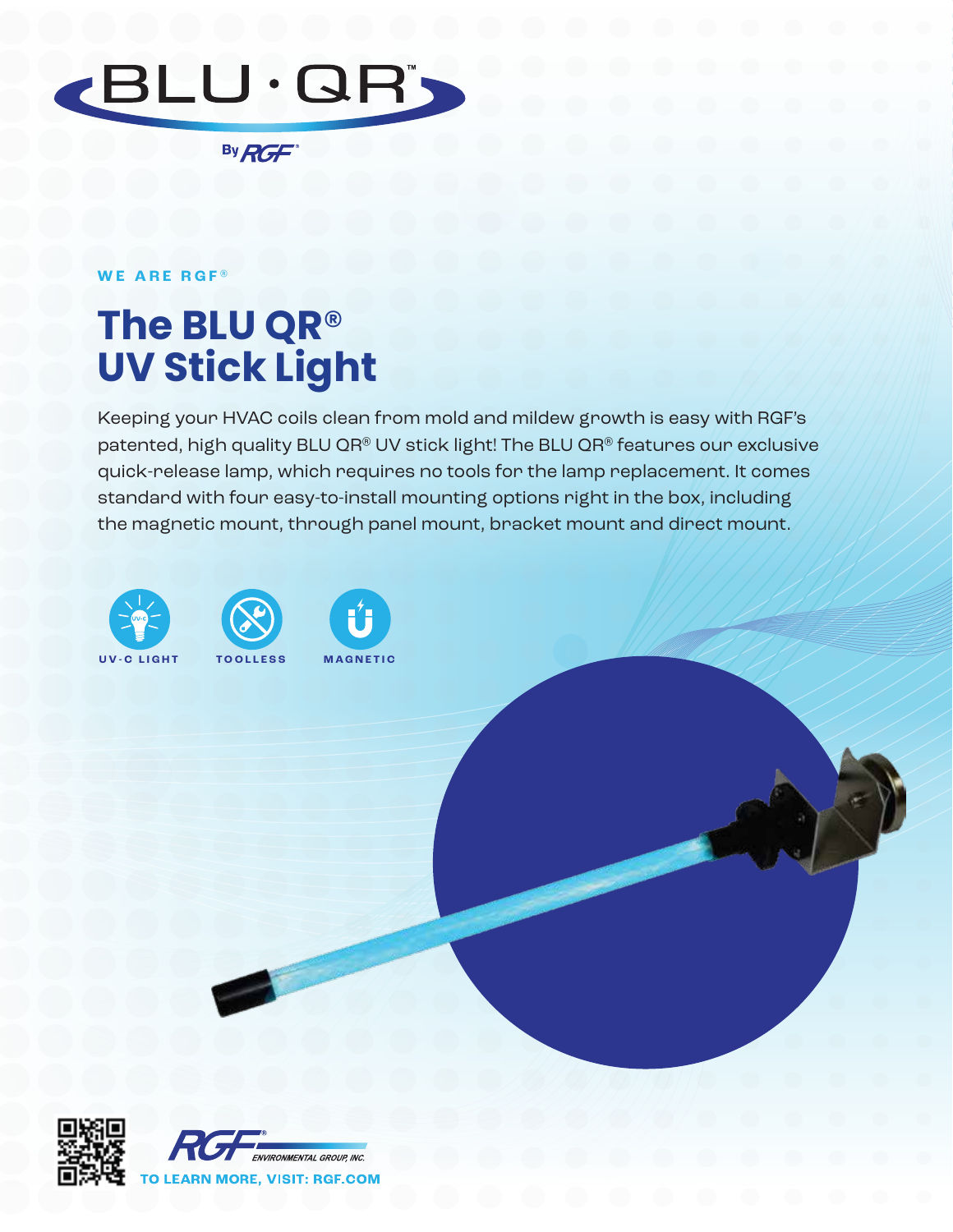BLU·QR™

By RGF®

WE ARE RGF®

# The BLU QR® UV Stick Light

Keeping your HVAC coils clean from mold and mildew growth is easy with RGF's patented, high quality BLU QR® UV stick light! The BLU QR® features our exclusive quick-release lamp, which requires no tools for the lamp replacement. It comes standard with four easy-to-install mounting options right in the box, including the magnetic mount, through panel mount, bracket mount and direct mount.

UV-C LIGHT

TOOLLESS

MAGNETIC

RGF® ENVIRONMENTAL GROUP, INC.

TO LEARN MORE, VISIT: RGF.COM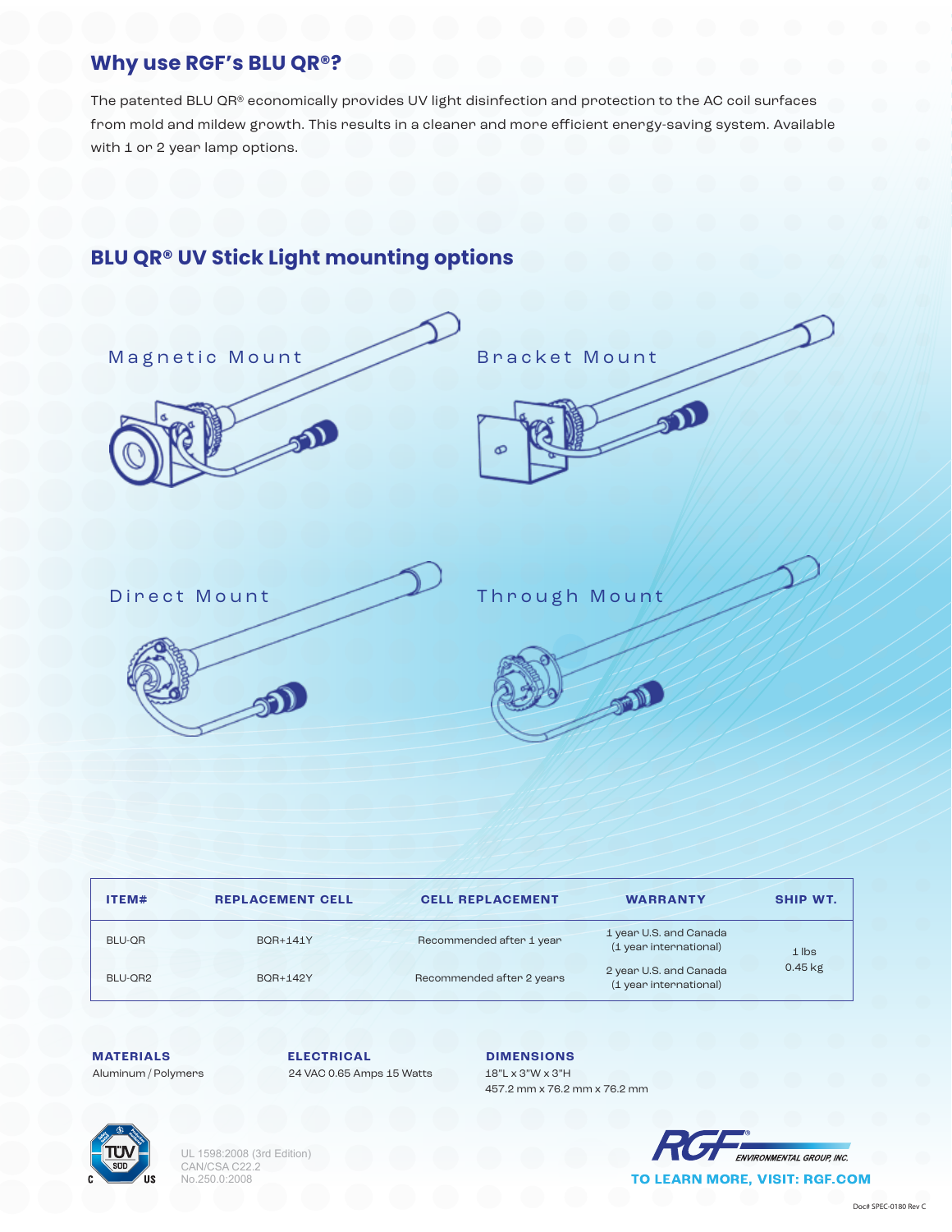## Why use RGF's BLU QR®?

The patented BLU QR® economically provides UV light disinfection and protection to the AC coil surfaces from mold and mildew growth. This results in a cleaner and more efficient energy-saving system. Available with 1 or 2 year lamp options.

## BLU QR® UV Stick Light mounting options

Magnetic Mount

Bracket Mount

Direct Mount

Through Mount

| ITEM# | REPLACEMENT CELL | CELL REPLACEMENT | WARRANTY | SHIP WT. |
|---|---|---|---|---|
| BLU-QR | BQR+141Y | Recommended after 1 year | 1 year U.S. and Canada (1 year international) | 1 lbs 0.45 kg |
| BLU-QR2 | BQR+142Y | Recommended after 2 years | 2 year U.S. and Canada (1 year international) | |

**MATERIALS**
Aluminum / Polymers

**ELECTRICAL**
24 VAC 0.65 Amps 15 Watts

**DIMENSIONS**
18"L x 3"W x 3"H
457.2 mm x 76.2 mm x 76.2 mm

TÜV SÜD C US

UL 1598:2008 (3rd Edition)
CAN/CSA C22.2
No.250.0:2008

RGF® ENVIRONMENTAL GROUP, INC.

**TO LEARN MORE, VISIT: RGF.COM**

Doc# SPEC-0180 Rev C